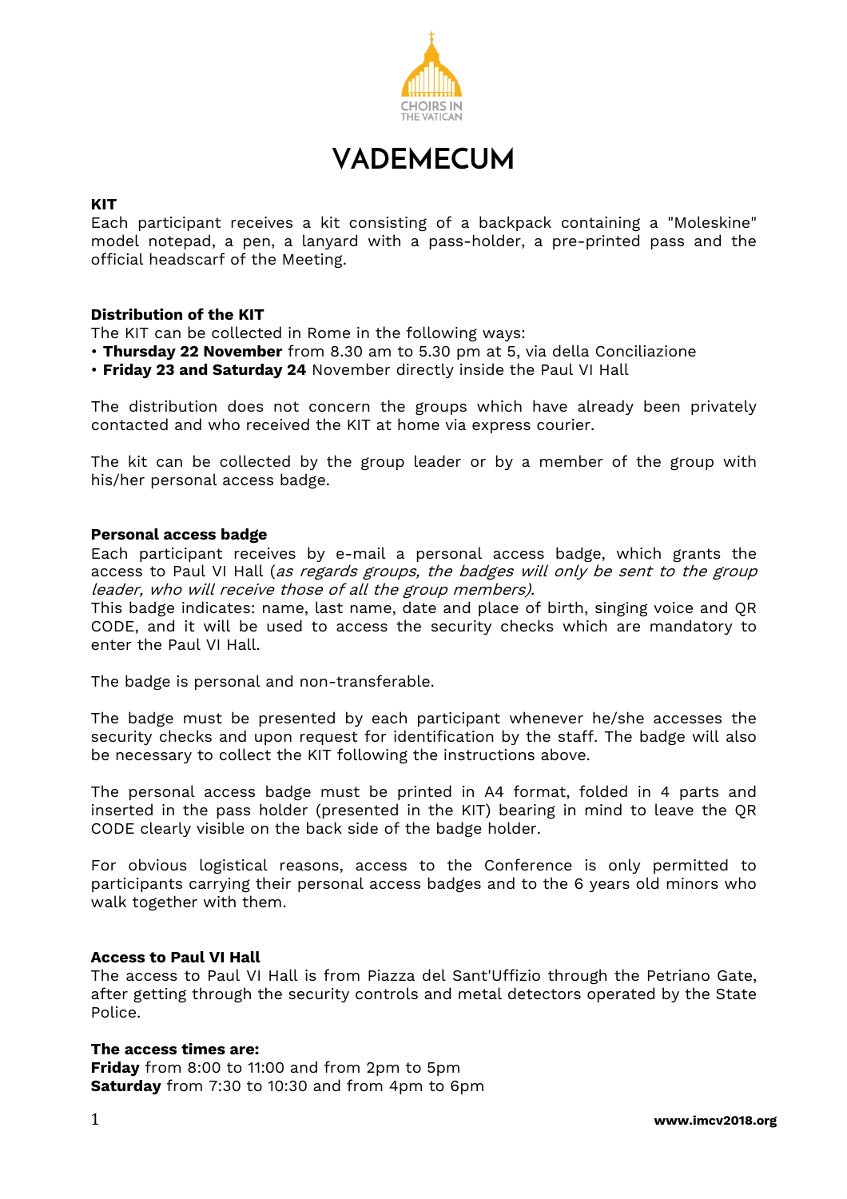CHOIRS IN THE VATICAN

# VADEMECUM

**KIT**

Each participant receives a kit consisting of a backpack containing a "Moleskine" model notepad, a pen, a lanyard with a pass-holder, a pre-printed pass and the official headscarf of the Meeting.

**Distribution of the KIT**

The KIT can be collected in Rome in the following ways:

- **Thursday 22 November** from 8.30 am to 5.30 pm at 5, via della Conciliazione
- **Friday 23 and Saturday 24** November directly inside the Paul VI Hall

The distribution does not concern the groups which have already been privately contacted and who received the KIT at home via express courier.

The kit can be collected by the group leader or by a member of the group with his/her personal access badge.

**Personal access badge**

Each participant receives by e-mail a personal access badge, which grants the access to Paul VI Hall (*as regards groups, the badges will only be sent to the group leader, who will receive those of all the group members).*

This badge indicates: name, last name, date and place of birth, singing voice and QR CODE, and it will be used to access the security checks which are mandatory to enter the Paul VI Hall.

The badge is personal and non-transferable.

The badge must be presented by each participant whenever he/she accesses the security checks and upon request for identification by the staff. The badge will also be necessary to collect the KIT following the instructions above.

The personal access badge must be printed in A4 format, folded in 4 parts and inserted in the pass holder (presented in the KIT) bearing in mind to leave the QR CODE clearly visible on the back side of the badge holder.

For obvious logistical reasons, access to the Conference is only permitted to participants carrying their personal access badges and to the 6 years old minors who walk together with them.

**Access to Paul VI Hall**

The access to Paul VI Hall is from Piazza del Sant'Uffizio through the Petriano Gate, after getting through the security controls and metal detectors operated by the State Police.

**The access times are:**

**Friday** from 8:00 to 11:00 and from 2pm to 5pm
**Saturday** from 7:30 to 10:30 and from 4pm to 6pm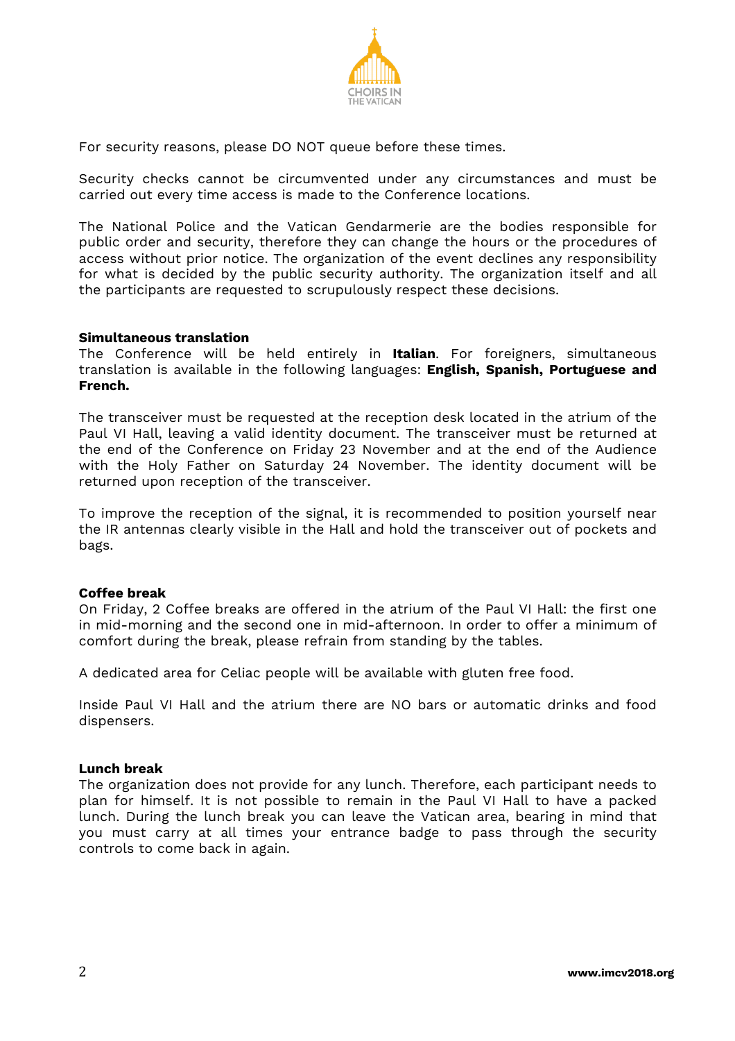For security reasons, please DO NOT queue before these times.

Security checks cannot be circumvented under any circumstances and must be carried out every time access is made to the Conference locations.

The National Police and the Vatican Gendarmerie are the bodies responsible for public order and security, therefore they can change the hours or the procedures of access without prior notice. The organization of the event declines any responsibility for what is decided by the public security authority. The organization itself and all the participants are requested to scrupulously respect these decisions.

**Simultaneous translation**

The Conference will be held entirely in **Italian**. For foreigners, simultaneous translation is available in the following languages: **English, Spanish, Portuguese and French.**

The transceiver must be requested at the reception desk located in the atrium of the Paul VI Hall, leaving a valid identity document. The transceiver must be returned at the end of the Conference on Friday 23 November and at the end of the Audience with the Holy Father on Saturday 24 November. The identity document will be returned upon reception of the transceiver.

To improve the reception of the signal, it is recommended to position yourself near the IR antennas clearly visible in the Hall and hold the transceiver out of pockets and bags.

**Coffee break**

On Friday, 2 Coffee breaks are offered in the atrium of the Paul VI Hall: the first one in mid-morning and the second one in mid-afternoon. In order to offer a minimum of comfort during the break, please refrain from standing by the tables.

A dedicated area for Celiac people will be available with gluten free food.

Inside Paul VI Hall and the atrium there are NO bars or automatic drinks and food dispensers.

**Lunch break**

The organization does not provide for any lunch. Therefore, each participant needs to plan for himself. It is not possible to remain in the Paul VI Hall to have a packed lunch. During the lunch break you can leave the Vatican area, bearing in mind that you must carry at all times your entrance badge to pass through the security controls to come back in again.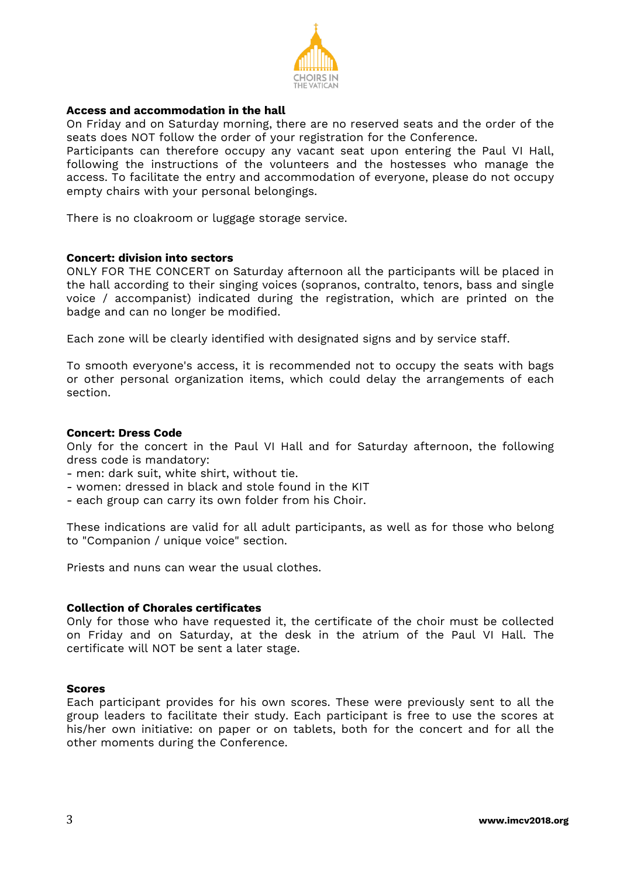### Access and accommodation in the hall

On Friday and on Saturday morning, there are no reserved seats and the order of the seats does NOT follow the order of your registration for the Conference.
Participants can therefore occupy any vacant seat upon entering the Paul VI Hall, following the instructions of the volunteers and the hostesses who manage the access. To facilitate the entry and accommodation of everyone, please do not occupy empty chairs with your personal belongings.

There is no cloakroom or luggage storage service.

### Concert: division into sectors

ONLY FOR THE CONCERT on Saturday afternoon all the participants will be placed in the hall according to their singing voices (sopranos, contralto, tenors, bass and single voice / accompanist) indicated during the registration, which are printed on the badge and can no longer be modified.

Each zone will be clearly identified with designated signs and by service staff.

To smooth everyone's access, it is recommended not to occupy the seats with bags or other personal organization items, which could delay the arrangements of each section.

### Concert: Dress Code

Only for the concert in the Paul VI Hall and for Saturday afternoon, the following dress code is mandatory:
- men: dark suit, white shirt, without tie.
- women: dressed in black and stole found in the KIT
- each group can carry its own folder from his Choir.

These indications are valid for all adult participants, as well as for those who belong to "Companion / unique voice" section.

Priests and nuns can wear the usual clothes.

### Collection of Chorales certificates

Only for those who have requested it, the certificate of the choir must be collected on Friday and on Saturday, at the desk in the atrium of the Paul VI Hall. The certificate will NOT be sent a later stage.

### Scores

Each participant provides for his own scores. These were previously sent to all the group leaders to facilitate their study. Each participant is free to use the scores at his/her own initiative: on paper or on tablets, both for the concert and for all the other moments during the Conference.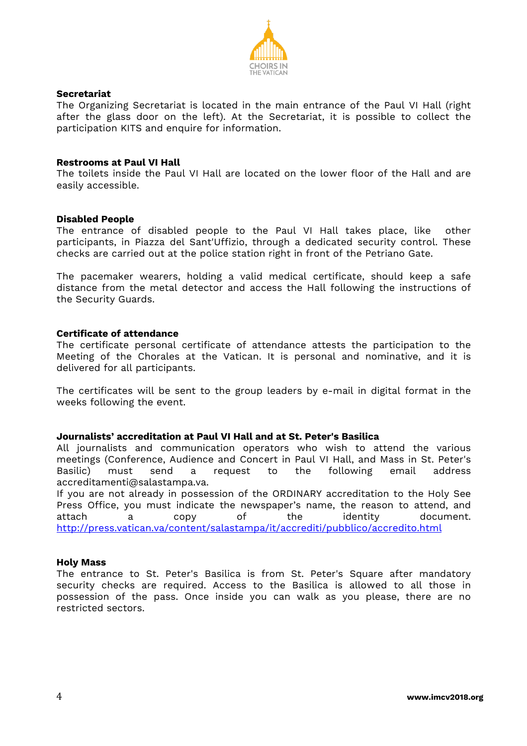**Secretariat**

The Organizing Secretariat is located in the main entrance of the Paul VI Hall (right after the glass door on the left). At the Secretariat, it is possible to collect the participation KITS and enquire for information.

**Restrooms at Paul VI Hall**

The toilets inside the Paul VI Hall are located on the lower floor of the Hall and are easily accessible.

**Disabled People**

The entrance of disabled people to the Paul VI Hall takes place, like other participants, in Piazza del Sant'Uffizio, through a dedicated security control. These checks are carried out at the police station right in front of the Petriano Gate.

The pacemaker wearers, holding a valid medical certificate, should keep a safe distance from the metal detector and access the Hall following the instructions of the Security Guards.

**Certificate of attendance**

The certificate personal certificate of attendance attests the participation to the Meeting of the Chorales at the Vatican. It is personal and nominative, and it is delivered for all participants.

The certificates will be sent to the group leaders by e-mail in digital format in the weeks following the event.

**Journalists' accreditation at Paul VI Hall and at St. Peter's Basilica**

All journalists and communication operators who wish to attend the various meetings (Conference, Audience and Concert in Paul VI Hall, and Mass in St. Peter's Basilic) must send a request to the following email address accreditamenti@salastampa.va.
If you are not already in possession of the ORDINARY accreditation to the Holy See Press Office, you must indicate the newspaper's name, the reason to attend, and attach a copy of the identity document.
http://press.vatican.va/content/salastampa/it/accrediti/pubblico/accredito.html

**Holy Mass**

The entrance to St. Peter's Basilica is from St. Peter's Square after mandatory security checks are required. Access to the Basilica is allowed to all those in possession of the pass. Once inside you can walk as you please, there are no restricted sectors.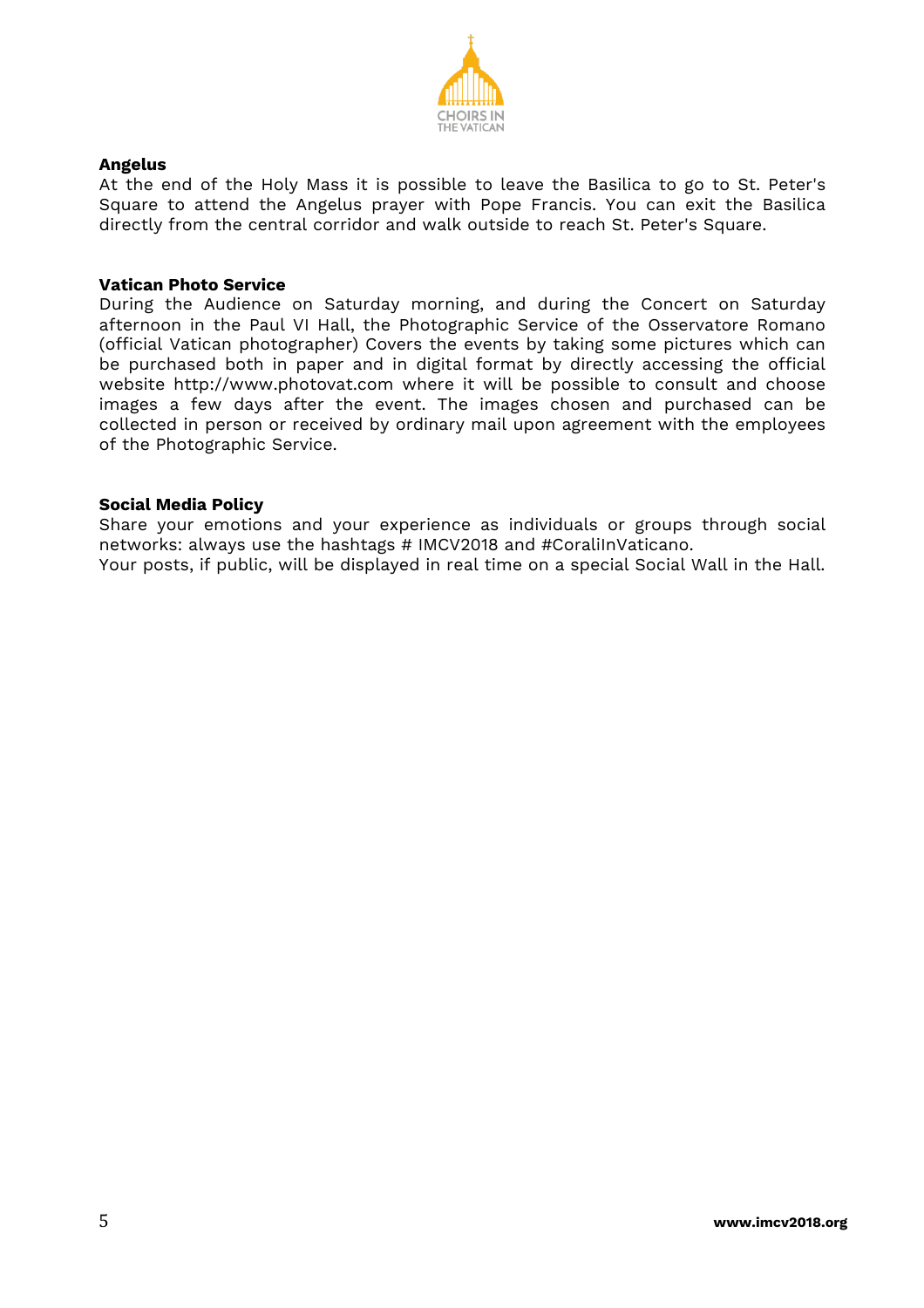## Angelus

At the end of the Holy Mass it is possible to leave the Basilica to go to St. Peter's Square to attend the Angelus prayer with Pope Francis. You can exit the Basilica directly from the central corridor and walk outside to reach St. Peter's Square.

## Vatican Photo Service

During the Audience on Saturday morning, and during the Concert on Saturday afternoon in the Paul VI Hall, the Photographic Service of the Osservatore Romano (official Vatican photographer) Covers the events by taking some pictures which can be purchased both in paper and in digital format by directly accessing the official website http://www.photovat.com where it will be possible to consult and choose images a few days after the event. The images chosen and purchased can be collected in person or received by ordinary mail upon agreement with the employees of the Photographic Service.

## Social Media Policy

Share your emotions and your experience as individuals or groups through social networks: always use the hashtags # IMCV2018 and #CoraliInVaticano.
Your posts, if public, will be displayed in real time on a special Social Wall in the Hall.